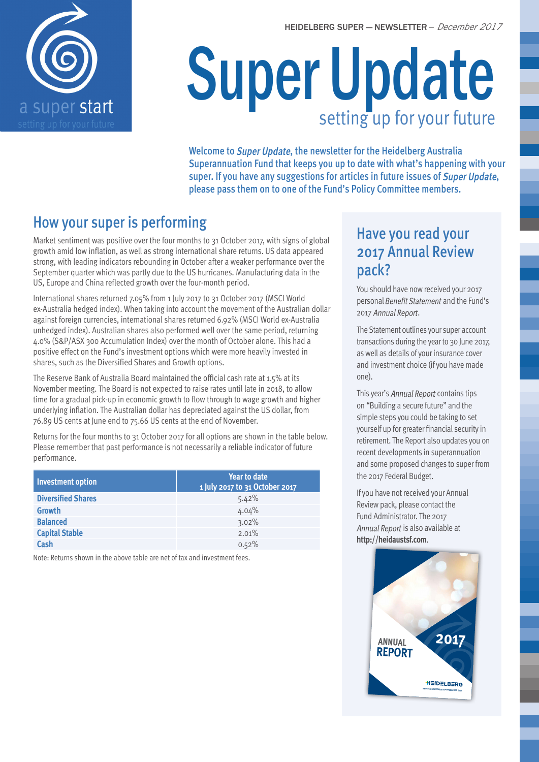HEIDELBERG SUPER — NEWSLETTER – *December 2017*

a super start
setting up for your future

# Super Update

setting up for your future

Welcome to *Super Update*, the newsletter for the Heidelberg Australia Superannuation Fund that keeps you up to date with what's happening with your super. If you have any suggestions for articles in future issues of *Super Update*, please pass them on to one of the Fund's Policy Committee members.

## How your super is performing

Market sentiment was positive over the four months to 31 October 2017, with signs of global growth amid low inflation, as well as strong international share returns. US data appeared strong, with leading indicators rebounding in October after a weaker performance over the September quarter which was partly due to the US hurricanes. Manufacturing data in the US, Europe and China reflected growth over the four-month period.

International shares returned 7.05% from 1 July 2017 to 31 October 2017 (MSCI World ex-Australia hedged index). When taking into account the movement of the Australian dollar against foreign currencies, international shares returned 6.92% (MSCI World ex-Australia unhedged index). Australian shares also performed well over the same period, returning 4.0% (S&P/ASX 300 Accumulation Index) over the month of October alone. This had a positive effect on the Fund's investment options which were more heavily invested in shares, such as the Diversified Shares and Growth options.

The Reserve Bank of Australia Board maintained the official cash rate at 1.5% at its November meeting. The Board is not expected to raise rates until late in 2018, to allow time for a gradual pick-up in economic growth to flow through to wage growth and higher underlying inflation. The Australian dollar has depreciated against the US dollar, from 76.89 US cents at June end to 75.66 US cents at the end of November.

Returns for the four months to 31 October 2017 for all options are shown in the table below. Please remember that past performance is not necessarily a reliable indicator of future performance.

| Investment option | Year to date 1 July 2017 to 31 October 2017 |
|---|---|
| **Diversified Shares** | 5.42% |
| **Growth** | 4.04% |
| **Balanced** | 3.02% |
| **Capital Stable** | 2.01% |
| **Cash** | 0.52% |

Note: Returns shown in the above table are net of tax and investment fees.

## Have you read your 2017 Annual Review pack?

You should have now received your 2017 personal *Benefit Statement* and the Fund's 2017 *Annual Report*.

The Statement outlines your super account transactions during the year to 30 June 2017, as well as details of your insurance cover and investment choice (if you have made one).

This year's *Annual Report* contains tips on "Building a secure future" and the simple steps you could be taking to set yourself up for greater financial security in retirement. The Report also updates you on recent developments in superannuation and some proposed changes to super from the 2017 Federal Budget.

If you have not received your Annual Review pack, please contact the Fund Administrator. The 2017 *Annual Report* is also available at **http://heidaustsf.com**.

ANNUAL REPORT 2017
HEIDELBERG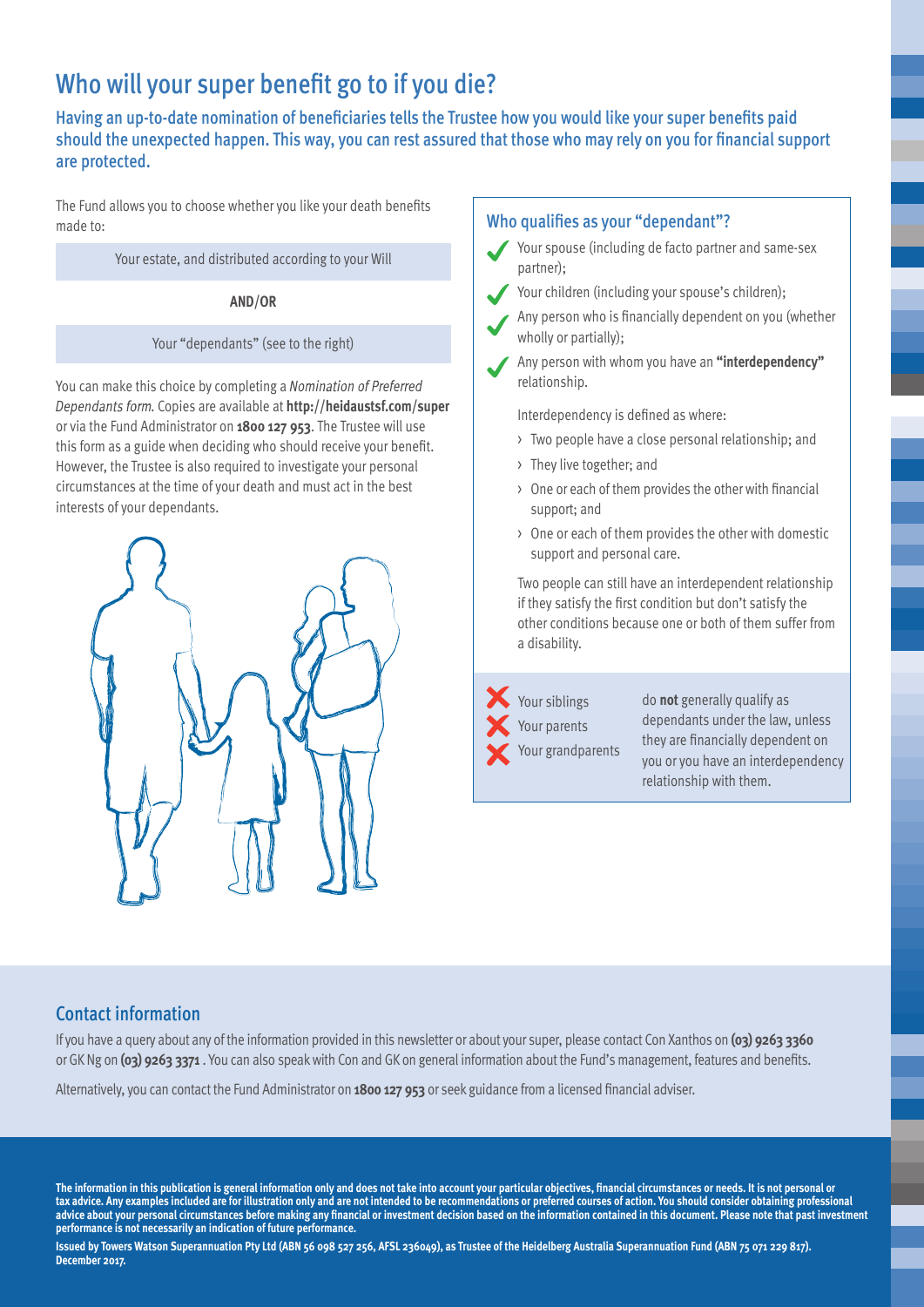# Who will your super benefit go to if you die?

Having an up-to-date nomination of beneficiaries tells the Trustee how you would like your super benefits paid should the unexpected happen. This way, you can rest assured that those who may rely on you for financial support are protected.

The Fund allows you to choose whether you like your death benefits made to:

Your estate, and distributed according to your Will

**AND/OR**

Your "dependants" (see to the right)

You can make this choice by completing a *Nomination of Preferred Dependants form*. Copies are available at **http://heidaustsf.com/super** or via the Fund Administrator on **1800 127 953**. The Trustee will use this form as a guide when deciding who should receive your benefit. However, the Trustee is also required to investigate your personal circumstances at the time of your death and must act in the best interests of your dependants.

## Who qualifies as your "dependant"?

- ✔ Your spouse (including de facto partner and same-sex partner);
- ✔ Your children (including your spouse's children);
- ✔ Any person who is financially dependent on you (whether wholly or partially);
- ✔ Any person with whom you have an **"interdependency"** relationship.

Interdependency is defined as where:

- › Two people have a close personal relationship; and
- › They live together; and
- › One or each of them provides the other with financial support; and
- › One or each of them provides the other with domestic support and personal care.

Two people can still have an interdependent relationship if they satisfy the first condition but don't satisfy the other conditions because one or both of them suffer from a disability.

- ✘ Your siblings
- ✘ Your parents
- ✘ Your grandparents

do **not** generally qualify as dependants under the law, unless they are financially dependent on you or you have an interdependency relationship with them.

## Contact information

If you have a query about any of the information provided in this newsletter or about your super, please contact Con Xanthos on **(03) 9263 3360** or GK Ng on **(03) 9263 3371** . You can also speak with Con and GK on general information about the Fund's management, features and benefits.

Alternatively, you can contact the Fund Administrator on **1800 127 953** or seek guidance from a licensed financial adviser.

**The information in this publication is general information only and does not take into account your particular objectives, financial circumstances or needs. It is not personal or tax advice. Any examples included are for illustration only and are not intended to be recommendations or preferred courses of action. You should consider obtaining professional advice about your personal circumstances before making any financial or investment decision based on the information contained in this document. Please note that past investment performance is not necessarily an indication of future performance.**

**Issued by Towers Watson Superannuation Pty Ltd (ABN 56 098 527 256, AFSL 236049), as Trustee of the Heidelberg Australia Superannuation Fund (ABN 75 071 229 817). December 2017.**